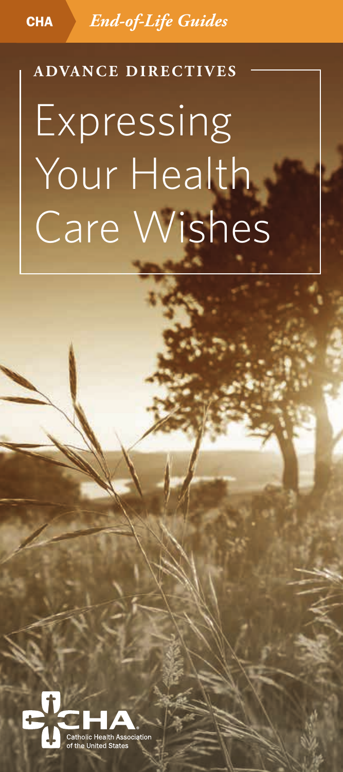**CHA** *End-of-Life Guides*

## ADVANCE DIRECTIVES

# Expressing Your Health Care Wishes

CHA Catholic Health Association of the United States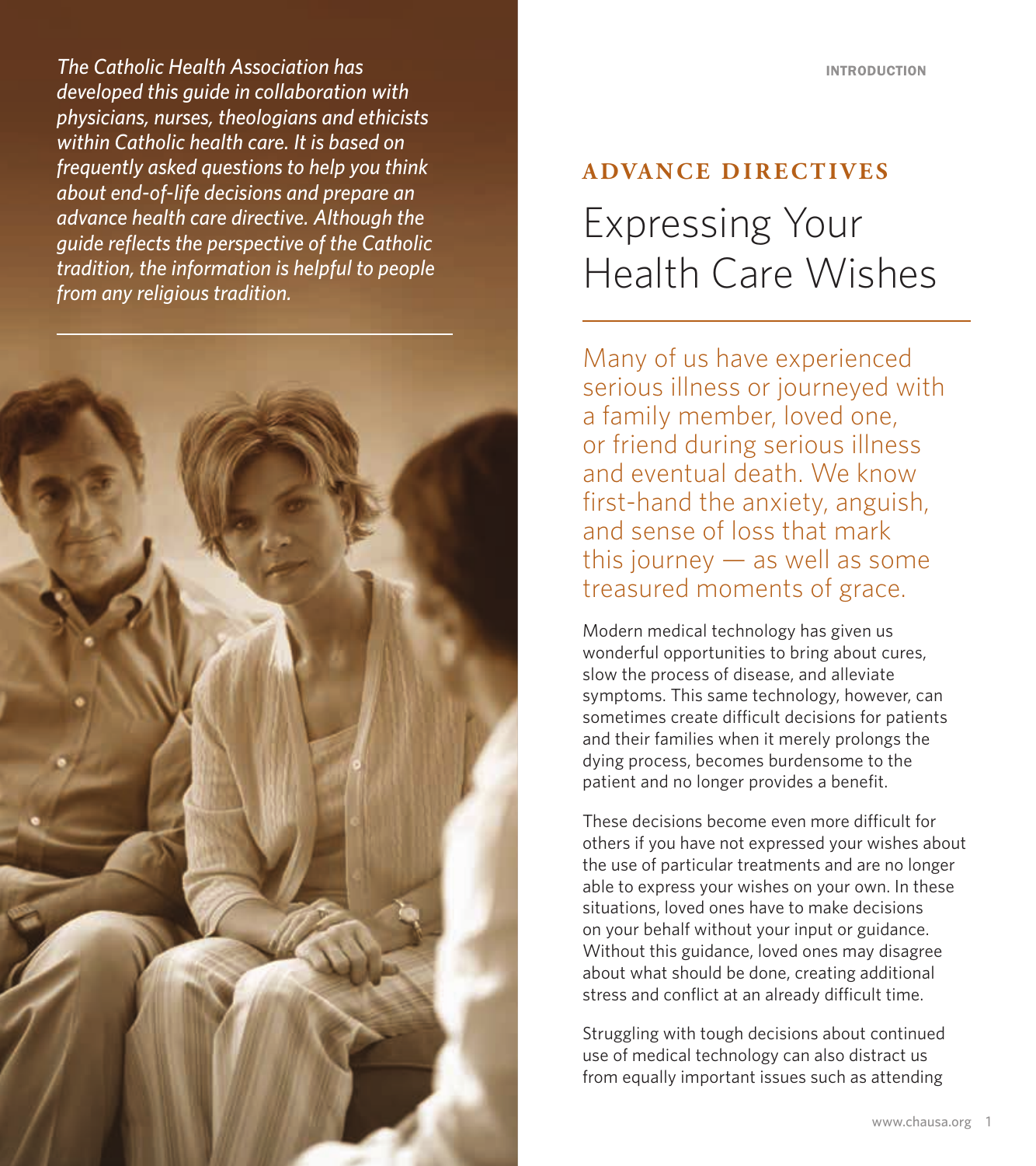*The Catholic Health Association has developed this guide in collaboration with physicians, nurses, theologians and ethicists within Catholic health care. It is based on frequently asked questions to help you think about end-of-life decisions and prepare an advance health care directive. Although the guide reflects the perspective of the Catholic tradition, the information is helpful to people from any religious tradition.*

INTRODUCTION

## ADVANCE DIRECTIVES

# Expressing Your Health Care Wishes

Many of us have experienced serious illness or journeyed with a family member, loved one, or friend during serious illness and eventual death. We know first-hand the anxiety, anguish, and sense of loss that mark this journey — as well as some treasured moments of grace.

Modern medical technology has given us wonderful opportunities to bring about cures, slow the process of disease, and alleviate symptoms. This same technology, however, can sometimes create difficult decisions for patients and their families when it merely prolongs the dying process, becomes burdensome to the patient and no longer provides a benefit.

These decisions become even more difficult for others if you have not expressed your wishes about the use of particular treatments and are no longer able to express your wishes on your own. In these situations, loved ones have to make decisions on your behalf without your input or guidance. Without this guidance, loved ones may disagree about what should be done, creating additional stress and conflict at an already difficult time.

Struggling with tough decisions about continued use of medical technology can also distract us from equally important issues such as attending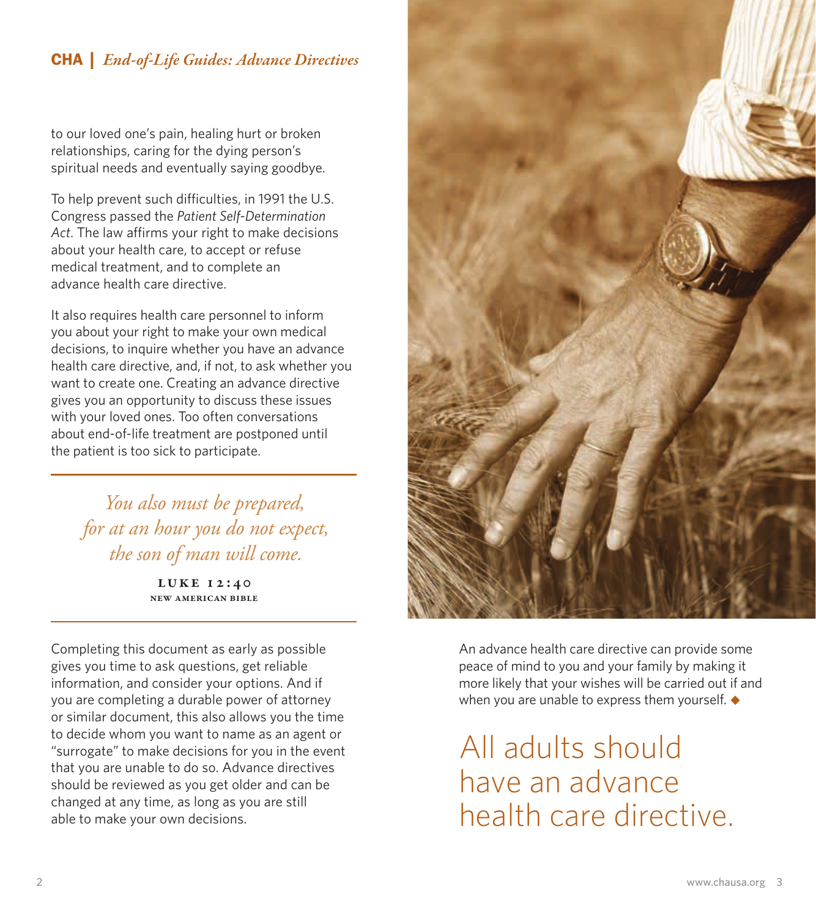to our loved one's pain, healing hurt or broken relationships, caring for the dying person's spiritual needs and eventually saying goodbye.

To help prevent such difficulties, in 1991 the U.S. Congress passed the *Patient Self-Determination Act*. The law affirms your right to make decisions about your health care, to accept or refuse medical treatment, and to complete an advance health care directive.

It also requires health care personnel to inform you about your right to make your own medical decisions, to inquire whether you have an advance health care directive, and, if not, to ask whether you want to create one. Creating an advance directive gives you an opportunity to discuss these issues with your loved ones. Too often conversations about end-of-life treatment are postponed until the patient is too sick to participate.

---

*You also must be prepared, for at an hour you do not expect, the son of man will come.*

**LUKE 12:40**
**NEW AMERICAN BIBLE**

---

Completing this document as early as possible gives you time to ask questions, get reliable information, and consider your options. And if you are completing a durable power of attorney or similar document, this also allows you the time to decide whom you want to name as an agent or "surrogate" to make decisions for you in the event that you are unable to do so. Advance directives should be reviewed as you get older and can be changed at any time, as long as you are still able to make your own decisions.

An advance health care directive can provide some peace of mind to you and your family by making it more likely that your wishes will be carried out if and when you are unable to express them yourself. ◆

## All adults should have an advance health care directive.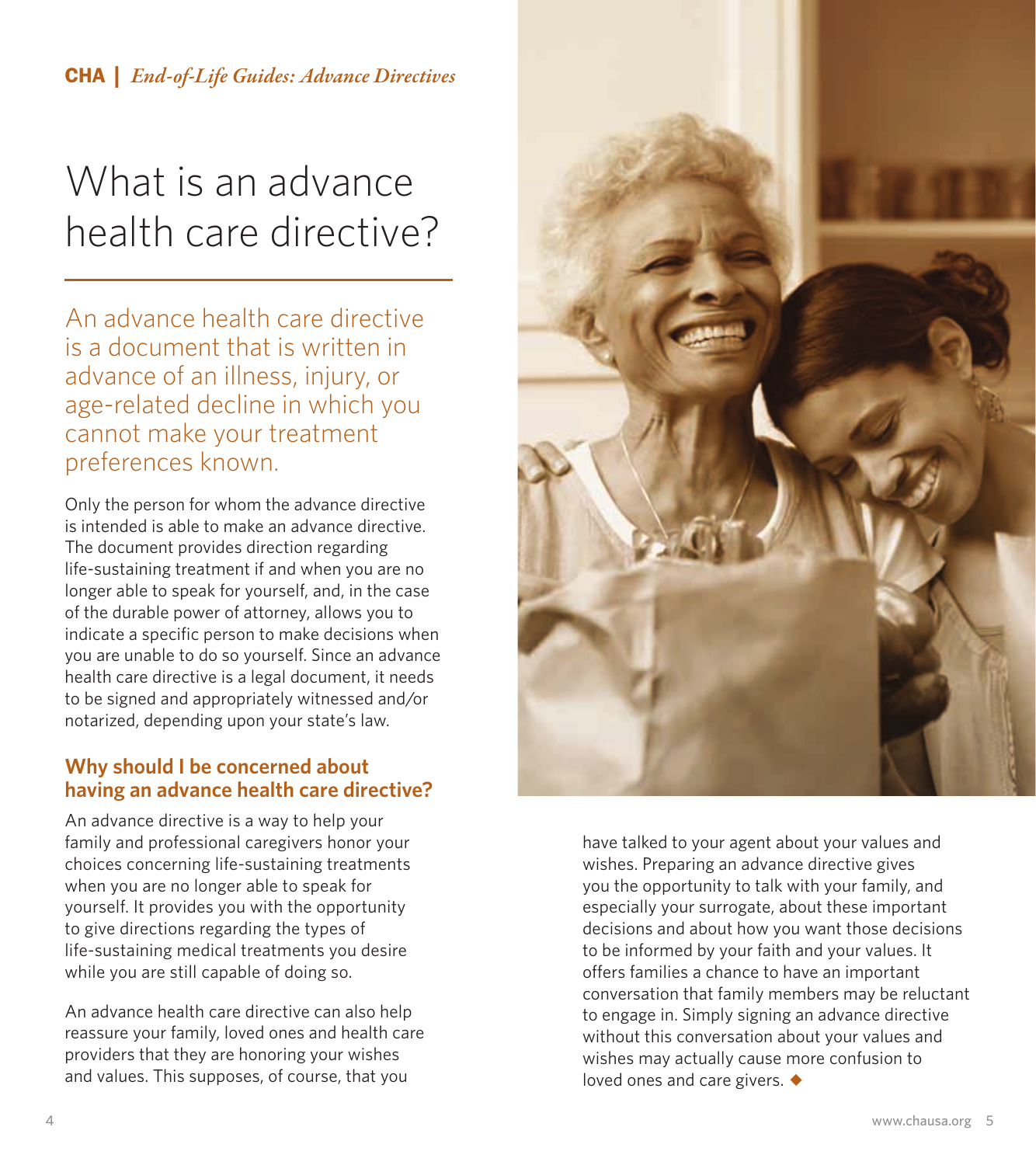# What is an advance health care directive?

An advance health care directive is a document that is written in advance of an illness, injury, or age-related decline in which you cannot make your treatment preferences known.

Only the person for whom the advance directive is intended is able to make an advance directive. The document provides direction regarding life-sustaining treatment if and when you are no longer able to speak for yourself, and, in the case of the durable power of attorney, allows you to indicate a specific person to make decisions when you are unable to do so yourself. Since an advance health care directive is a legal document, it needs to be signed and appropriately witnessed and/or notarized, depending upon your state's law.

### Why should I be concerned about having an advance health care directive?

An advance directive is a way to help your family and professional caregivers honor your choices concerning life-sustaining treatments when you are no longer able to speak for yourself. It provides you with the opportunity to give directions regarding the types of life-sustaining medical treatments you desire while you are still capable of doing so.

An advance health care directive can also help reassure your family, loved ones and health care providers that they are honoring your wishes and values. This supposes, of course, that you have talked to your agent about your values and wishes. Preparing an advance directive gives you the opportunity to talk with your family, and especially your surrogate, about these important decisions and about how you want those decisions to be informed by your faith and your values. It offers families a chance to have an important conversation that family members may be reluctant to engage in. Simply signing an advance directive without this conversation about your values and wishes may actually cause more confusion to loved ones and care givers. ◆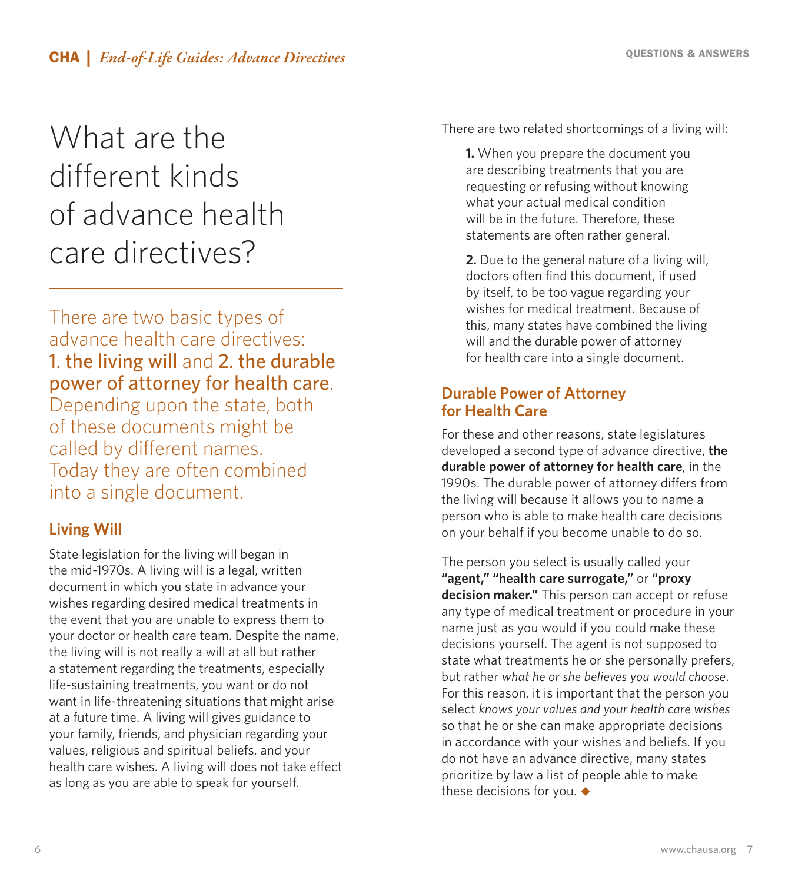# What are the different kinds of advance health care directives?

There are two basic types of advance health care directives: **1. the living will** and **2. the durable power of attorney for health care**. Depending upon the state, both of these documents might be called by different names. Today they are often combined into a single document.

## Living Will

State legislation for the living will began in the mid-1970s. A living will is a legal, written document in which you state in advance your wishes regarding desired medical treatments in the event that you are unable to express them to your doctor or health care team. Despite the name, the living will is not really a will at all but rather a statement regarding the treatments, especially life-sustaining treatments, you want or do not want in life-threatening situations that might arise at a future time. A living will gives guidance to your family, friends, and physician regarding your values, religious and spiritual beliefs, and your health care wishes. A living will does not take effect as long as you are able to speak for yourself.

There are two related shortcomings of a living will:

**1.** When you prepare the document you are describing treatments that you are requesting or refusing without knowing what your actual medical condition will be in the future. Therefore, these statements are often rather general.

**2.** Due to the general nature of a living will, doctors often find this document, if used by itself, to be too vague regarding your wishes for medical treatment. Because of this, many states have combined the living will and the durable power of attorney for health care into a single document.

## Durable Power of Attorney for Health Care

For these and other reasons, state legislatures developed a second type of advance directive, **the durable power of attorney for health care**, in the 1990s. The durable power of attorney differs from the living will because it allows you to name a person who is able to make health care decisions on your behalf if you become unable to do so.

The person you select is usually called your **"agent," "health care surrogate,"** or **"proxy decision maker."** This person can accept or refuse any type of medical treatment or procedure in your name just as you would if you could make these decisions yourself. The agent is not supposed to state what treatments he or she personally prefers, but rather *what he or she believes you would choose*. For this reason, it is important that the person you select *knows your values and your health care wishes* so that he or she can make appropriate decisions in accordance with your wishes and beliefs. If you do not have an advance directive, many states prioritize by law a list of people able to make these decisions for you. ◆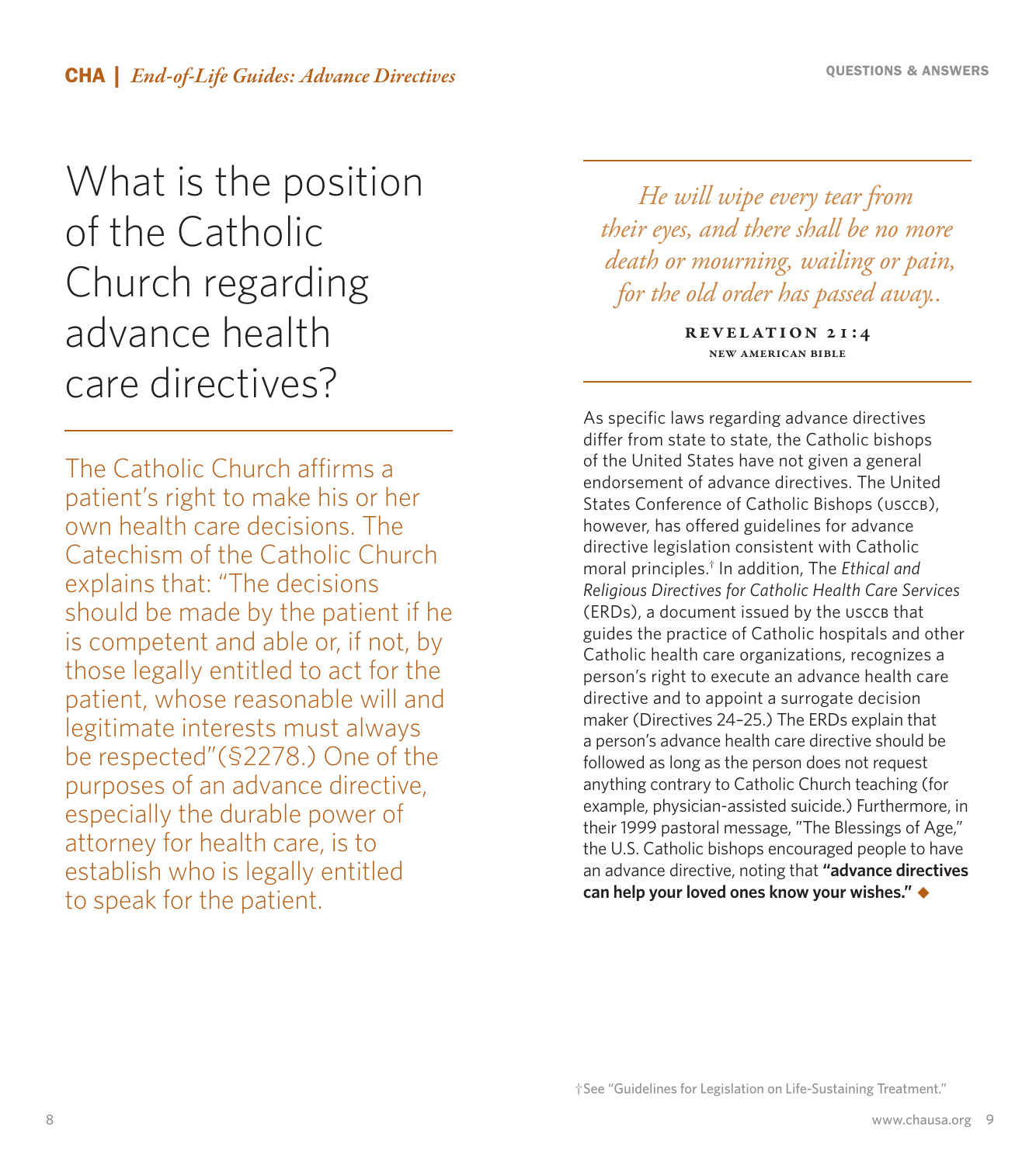# What is the position of the Catholic Church regarding advance health care directives?

The Catholic Church affirms a patient's right to make his or her own health care decisions. The Catechism of the Catholic Church explains that: "The decisions should be made by the patient if he is competent and able or, if not, by those legally entitled to act for the patient, whose reasonable will and legitimate interests must always be respected"(§2278.) One of the purposes of an advance directive, especially the durable power of attorney for health care, is to establish who is legally entitled to speak for the patient.

> *He will wipe every tear from their eyes, and there shall be no more death or mourning, wailing or pain, for the old order has passed away..*
>
> **REVELATION 21:4**
> NEW AMERICAN BIBLE

As specific laws regarding advance directives differ from state to state, the Catholic bishops of the United States have not given a general endorsement of advance directives. The United States Conference of Catholic Bishops (USCCB), however, has offered guidelines for advance directive legislation consistent with Catholic moral principles.† In addition, The *Ethical and Religious Directives for Catholic Health Care Services* (ERDs), a document issued by the USCCB that guides the practice of Catholic hospitals and other Catholic health care organizations, recognizes a person's right to execute an advance health care directive and to appoint a surrogate decision maker (Directives 24–25.) The ERDs explain that a person's advance health care directive should be followed as long as the person does not request anything contrary to Catholic Church teaching (for example, physician-assisted suicide.) Furthermore, in their 1999 pastoral message, "The Blessings of Age," the U.S. Catholic bishops encouraged people to have an advance directive, noting that **"advance directives can help your loved ones know your wishes."** ◆

† See "Guidelines for Legislation on Life-Sustaining Treatment."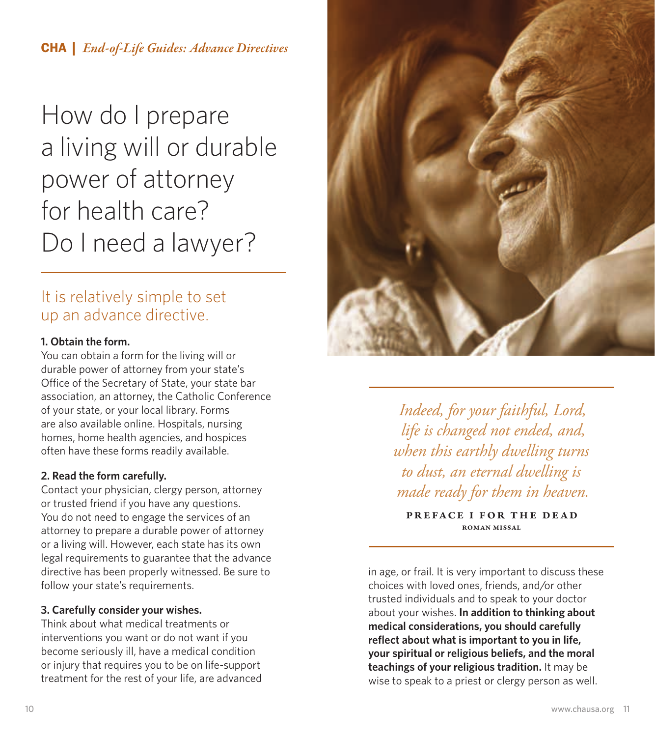# How do I prepare a living will or durable power of attorney for health care? Do I need a lawyer?

## It is relatively simple to set up an advance directive.

**1. Obtain the form.**
You can obtain a form for the living will or durable power of attorney from your state's Office of the Secretary of State, your state bar association, an attorney, the Catholic Conference of your state, or your local library. Forms are also available online. Hospitals, nursing homes, home health agencies, and hospices often have these forms readily available.

**2. Read the form carefully.**
Contact your physician, clergy person, attorney or trusted friend if you have any questions. You do not need to engage the services of an attorney to prepare a durable power of attorney or a living will. However, each state has its own legal requirements to guarantee that the advance directive has been properly witnessed. Be sure to follow your state's requirements.

**3. Carefully consider your wishes.**
Think about what medical treatments or interventions you want or do not want if you become seriously ill, have a medical condition or injury that requires you to be on life-support treatment for the rest of your life, are advanced in age, or frail. It is very important to discuss these choices with loved ones, friends, and/or other trusted individuals and to speak to your doctor about your wishes. **In addition to thinking about medical considerations, you should carefully reflect about what is important to you in life, your spiritual or religious beliefs, and the moral teachings of your religious tradition.** It may be wise to speak to a priest or clergy person as well.

> *Indeed, for your faithful, Lord, life is changed not ended, and, when this earthly dwelling turns to dust, an eternal dwelling is made ready for them in heaven.*
>
> **PREFACE I FOR THE DEAD**
> ROMAN MISSAL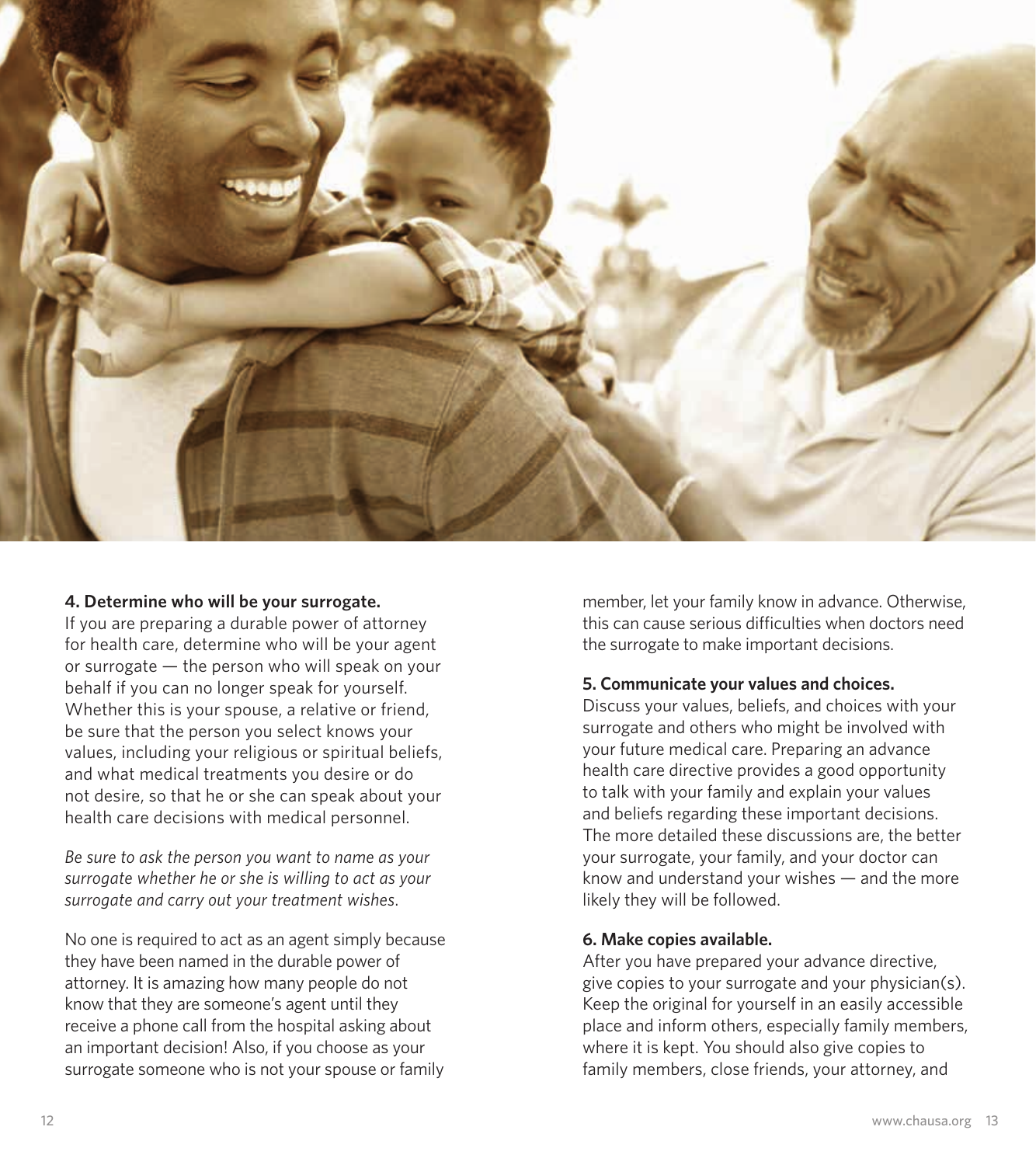**4. Determine who will be your surrogate.**

If you are preparing a durable power of attorney for health care, determine who will be your agent or surrogate — the person who will speak on your behalf if you can no longer speak for yourself. Whether this is your spouse, a relative or friend, be sure that the person you select knows your values, including your religious or spiritual beliefs, and what medical treatments you desire or do not desire, so that he or she can speak about your health care decisions with medical personnel.

*Be sure to ask the person you want to name as your surrogate whether he or she is willing to act as your surrogate and carry out your treatment wishes.*

No one is required to act as an agent simply because they have been named in the durable power of attorney. It is amazing how many people do not know that they are someone's agent until they receive a phone call from the hospital asking about an important decision! Also, if you choose as your surrogate someone who is not your spouse or family member, let your family know in advance. Otherwise, this can cause serious difficulties when doctors need the surrogate to make important decisions.

**5. Communicate your values and choices.**

Discuss your values, beliefs, and choices with your surrogate and others who might be involved with your future medical care. Preparing an advance health care directive provides a good opportunity to talk with your family and explain your values and beliefs regarding these important decisions. The more detailed these discussions are, the better your surrogate, your family, and your doctor can know and understand your wishes — and the more likely they will be followed.

**6. Make copies available.**

After you have prepared your advance directive, give copies to your surrogate and your physician(s). Keep the original for yourself in an easily accessible place and inform others, especially family members, where it is kept. You should also give copies to family members, close friends, your attorney, and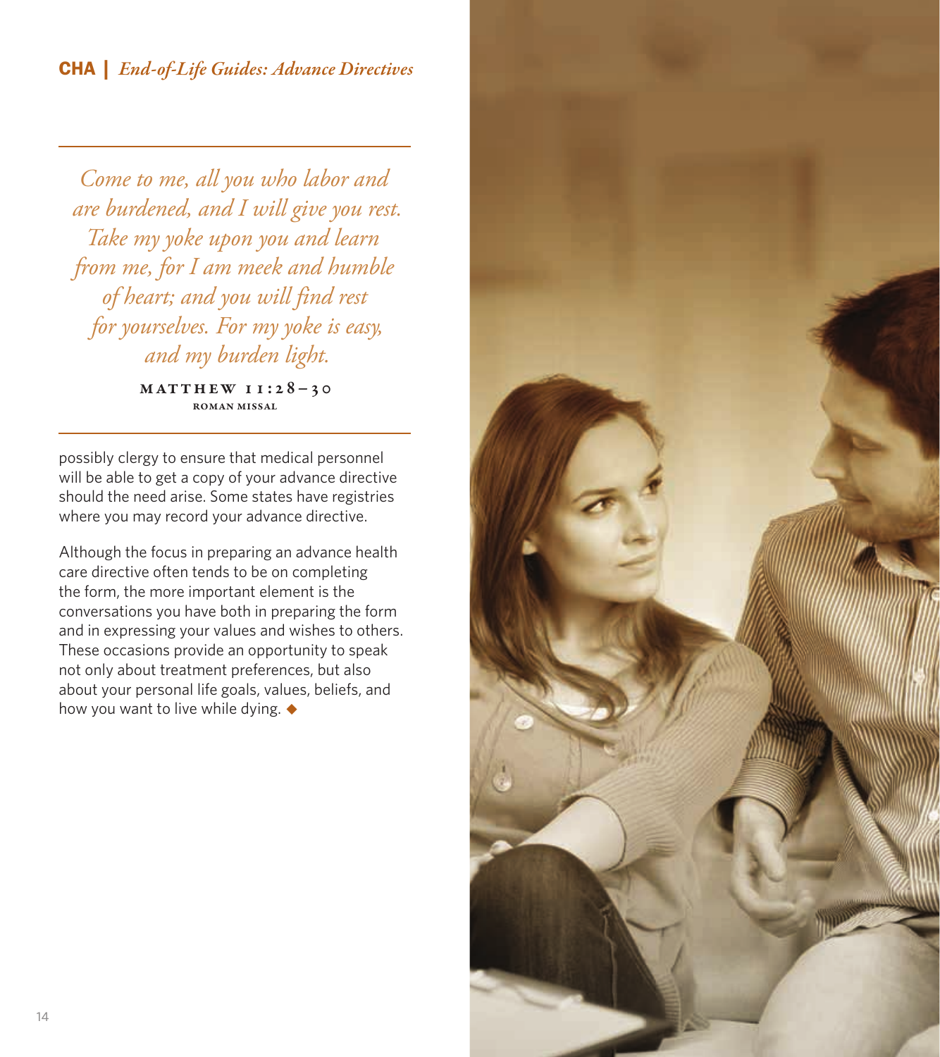*Come to me, all you who labor and are burdened, and I will give you rest. Take my yoke upon you and learn from me, for I am meek and humble of heart; and you will find rest for yourselves. For my yoke is easy, and my burden light.*

MATTHEW 11:28–30
ROMAN MISSAL

possibly clergy to ensure that medical personnel will be able to get a copy of your advance directive should the need arise. Some states have registries where you may record your advance directive.

Although the focus in preparing an advance health care directive often tends to be on completing the form, the more important element is the conversations you have both in preparing the form and in expressing your values and wishes to others. These occasions provide an opportunity to speak not only about treatment preferences, but also about your personal life goals, values, beliefs, and how you want to live while dying. ◆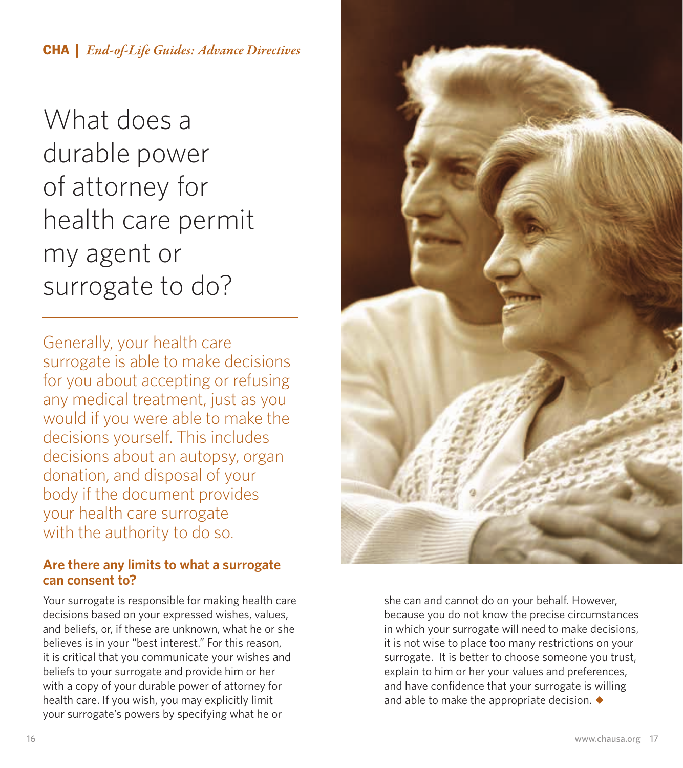# What does a durable power of attorney for health care permit my agent or surrogate to do?

Generally, your health care surrogate is able to make decisions for you about accepting or refusing any medical treatment, just as you would if you were able to make the decisions yourself. This includes decisions about an autopsy, organ donation, and disposal of your body if the document provides your health care surrogate with the authority to do so.

### Are there any limits to what a surrogate can consent to?

Your surrogate is responsible for making health care decisions based on your expressed wishes, values, and beliefs, or, if these are unknown, what he or she believes is in your "best interest." For this reason, it is critical that you communicate your wishes and beliefs to your surrogate and provide him or her with a copy of your durable power of attorney for health care. If you wish, you may explicitly limit your surrogate's powers by specifying what he or she can and cannot do on your behalf. However, because you do not know the precise circumstances in which your surrogate will need to make decisions, it is not wise to place too many restrictions on your surrogate. It is better to choose someone you trust, explain to him or her your values and preferences, and have confidence that your surrogate is willing and able to make the appropriate decision. ◆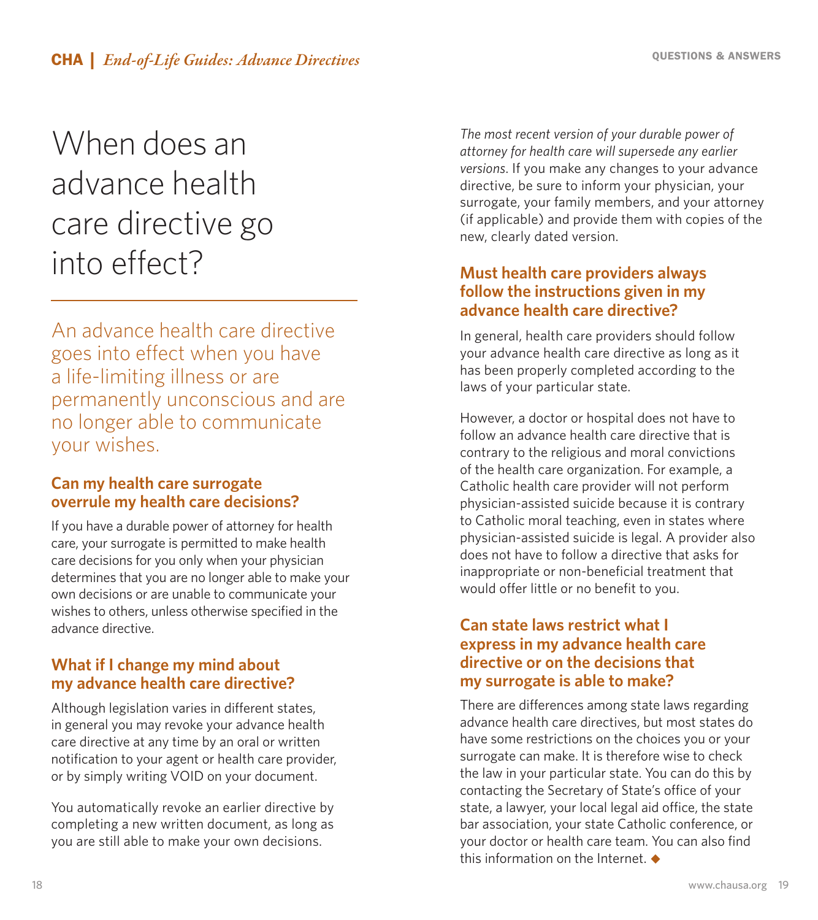# When does an advance health care directive go into effect?

An advance health care directive goes into effect when you have a life-limiting illness or are permanently unconscious and are no longer able to communicate your wishes.

### Can my health care surrogate overrule my health care decisions?

If you have a durable power of attorney for health care, your surrogate is permitted to make health care decisions for you only when your physician determines that you are no longer able to make your own decisions or are unable to communicate your wishes to others, unless otherwise specified in the advance directive.

### What if I change my mind about my advance health care directive?

Although legislation varies in different states, in general you may revoke your advance health care directive at any time by an oral or written notification to your agent or health care provider, or by simply writing VOID on your document.

You automatically revoke an earlier directive by completing a new written document, as long as you are still able to make your own decisions.

*The most recent version of your durable power of attorney for health care will supersede any earlier versions*. If you make any changes to your advance directive, be sure to inform your physician, your surrogate, your family members, and your attorney (if applicable) and provide them with copies of the new, clearly dated version.

### Must health care providers always follow the instructions given in my advance health care directive?

In general, health care providers should follow your advance health care directive as long as it has been properly completed according to the laws of your particular state.

However, a doctor or hospital does not have to follow an advance health care directive that is contrary to the religious and moral convictions of the health care organization. For example, a Catholic health care provider will not perform physician-assisted suicide because it is contrary to Catholic moral teaching, even in states where physician-assisted suicide is legal. A provider also does not have to follow a directive that asks for inappropriate or non-beneficial treatment that would offer little or no benefit to you.

### Can state laws restrict what I express in my advance health care directive or on the decisions that my surrogate is able to make?

There are differences among state laws regarding advance health care directives, but most states do have some restrictions on the choices you or your surrogate can make. It is therefore wise to check the law in your particular state. You can do this by contacting the Secretary of State's office of your state, a lawyer, your local legal aid office, the state bar association, your state Catholic conference, or your doctor or health care team. You can also find this information on the Internet. ◆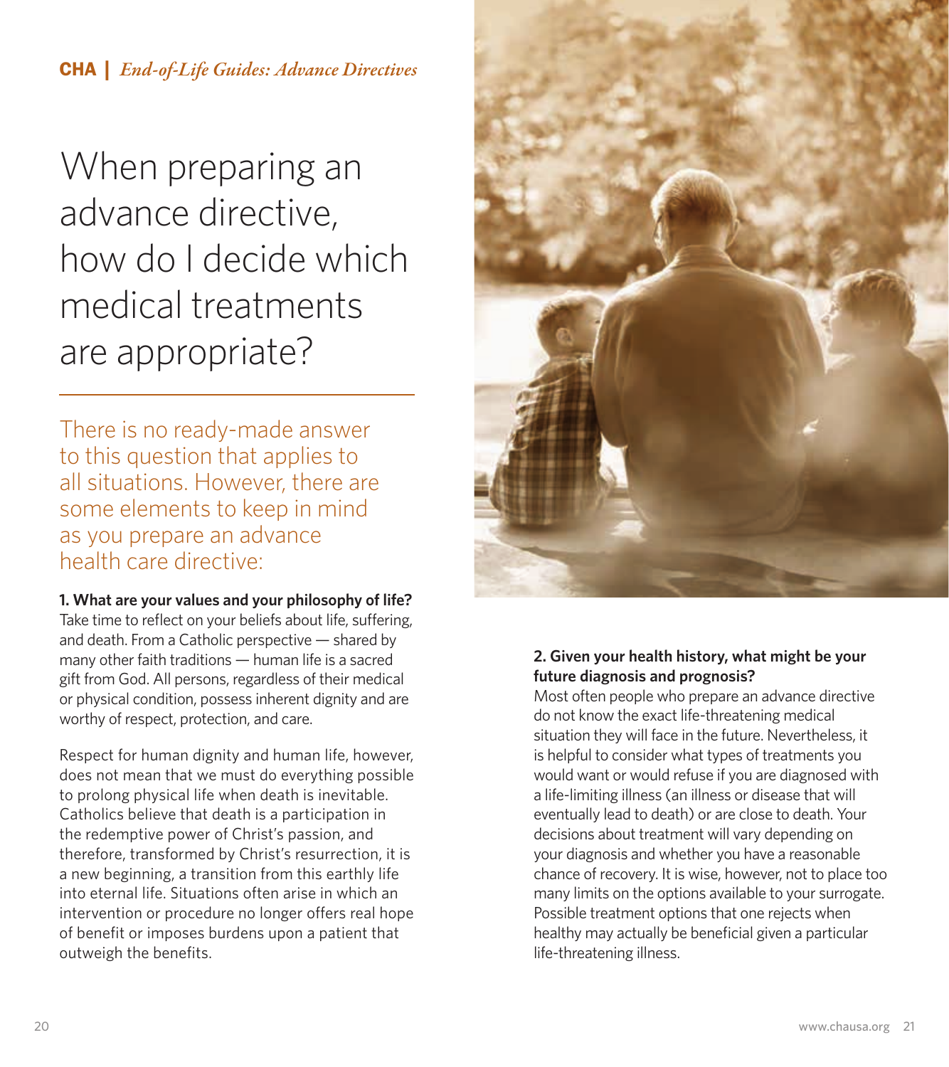# When preparing an advance directive, how do I decide which medical treatments are appropriate?

There is no ready-made answer to this question that applies to all situations. However, there are some elements to keep in mind as you prepare an advance health care directive:

**1. What are your values and your philosophy of life?**
Take time to reflect on your beliefs about life, suffering, and death. From a Catholic perspective — shared by many other faith traditions — human life is a sacred gift from God. All persons, regardless of their medical or physical condition, possess inherent dignity and are worthy of respect, protection, and care.

Respect for human dignity and human life, however, does not mean that we must do everything possible to prolong physical life when death is inevitable. Catholics believe that death is a participation in the redemptive power of Christ's passion, and therefore, transformed by Christ's resurrection, it is a new beginning, a transition from this earthly life into eternal life. Situations often arise in which an intervention or procedure no longer offers real hope of benefit or imposes burdens upon a patient that outweigh the benefits.

**2. Given your health history, what might be your future diagnosis and prognosis?**
Most often people who prepare an advance directive do not know the exact life-threatening medical situation they will face in the future. Nevertheless, it is helpful to consider what types of treatments you would want or would refuse if you are diagnosed with a life-limiting illness (an illness or disease that will eventually lead to death) or are close to death. Your decisions about treatment will vary depending on your diagnosis and whether you have a reasonable chance of recovery. It is wise, however, not to place too many limits on the options available to your surrogate. Possible treatment options that one rejects when healthy may actually be beneficial given a particular life-threatening illness.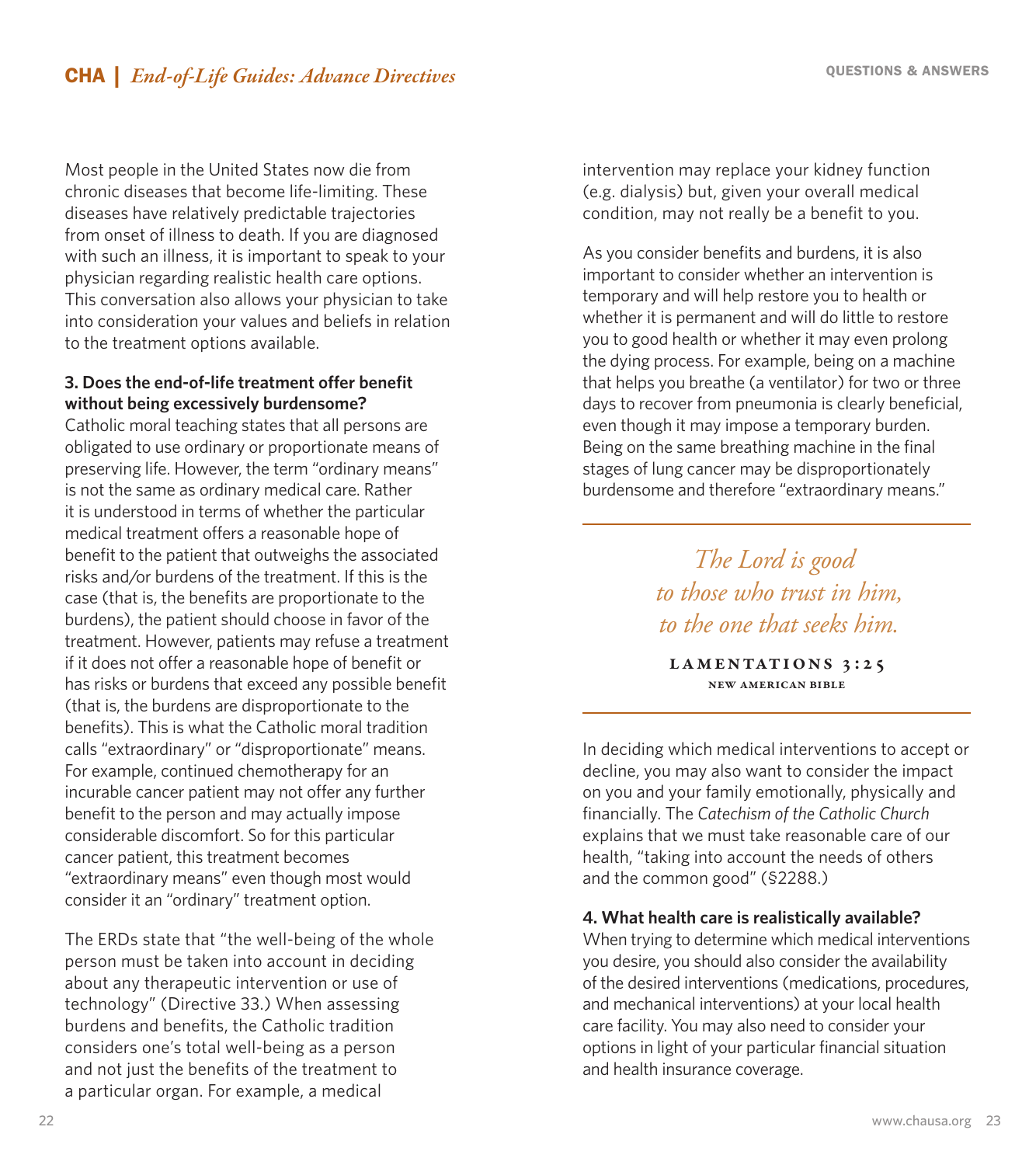Most people in the United States now die from chronic diseases that become life-limiting. These diseases have relatively predictable trajectories from onset of illness to death. If you are diagnosed with such an illness, it is important to speak to your physician regarding realistic health care options. This conversation also allows your physician to take into consideration your values and beliefs in relation to the treatment options available.

**3. Does the end-of-life treatment offer benefit without being excessively burdensome?**

Catholic moral teaching states that all persons are obligated to use ordinary or proportionate means of preserving life. However, the term "ordinary means" is not the same as ordinary medical care. Rather it is understood in terms of whether the particular medical treatment offers a reasonable hope of benefit to the patient that outweighs the associated risks and/or burdens of the treatment. If this is the case (that is, the benefits are proportionate to the burdens), the patient should choose in favor of the treatment. However, patients may refuse a treatment if it does not offer a reasonable hope of benefit or has risks or burdens that exceed any possible benefit (that is, the burdens are disproportionate to the benefits). This is what the Catholic moral tradition calls "extraordinary" or "disproportionate" means. For example, continued chemotherapy for an incurable cancer patient may not offer any further benefit to the person and may actually impose considerable discomfort. So for this particular cancer patient, this treatment becomes "extraordinary means" even though most would consider it an "ordinary" treatment option.

The ERDs state that "the well-being of the whole person must be taken into account in deciding about any therapeutic intervention or use of technology" (Directive 33.) When assessing burdens and benefits, the Catholic tradition considers one's total well-being as a person and not just the benefits of the treatment to a particular organ. For example, a medical intervention may replace your kidney function (e.g. dialysis) but, given your overall medical condition, may not really be a benefit to you.

As you consider benefits and burdens, it is also important to consider whether an intervention is temporary and will help restore you to health or whether it is permanent and will do little to restore you to good health or whether it may even prolong the dying process. For example, being on a machine that helps you breathe (a ventilator) for two or three days to recover from pneumonia is clearly beneficial, even though it may impose a temporary burden. Being on the same breathing machine in the final stages of lung cancer may be disproportionately burdensome and therefore "extraordinary means."

---

*The Lord is good*
*to those who trust in him,*
*to the one that seeks him.*

**LAMENTATIONS 3:25**
NEW AMERICAN BIBLE

---

In deciding which medical interventions to accept or decline, you may also want to consider the impact on you and your family emotionally, physically and financially. The *Catechism of the Catholic Church* explains that we must take reasonable care of our health, "taking into account the needs of others and the common good" (§2288.)

**4. What health care is realistically available?**

When trying to determine which medical interventions you desire, you should also consider the availability of the desired interventions (medications, procedures, and mechanical interventions) at your local health care facility. You may also need to consider your options in light of your particular financial situation and health insurance coverage.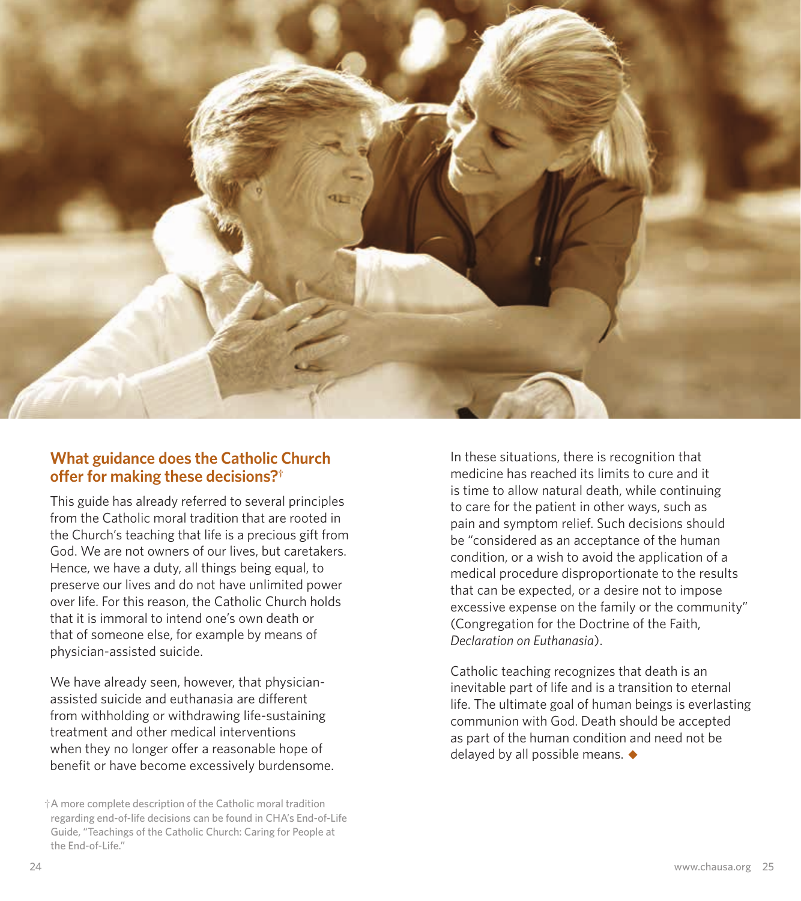## What guidance does the Catholic Church offer for making these decisions?†

This guide has already referred to several principles from the Catholic moral tradition that are rooted in the Church's teaching that life is a precious gift from God. We are not owners of our lives, but caretakers. Hence, we have a duty, all things being equal, to preserve our lives and do not have unlimited power over life. For this reason, the Catholic Church holds that it is immoral to intend one's own death or that of someone else, for example by means of physician-assisted suicide.

We have already seen, however, that physician-assisted suicide and euthanasia are different from withholding or withdrawing life-sustaining treatment and other medical interventions when they no longer offer a reasonable hope of benefit or have become excessively burdensome.

In these situations, there is recognition that medicine has reached its limits to cure and it is time to allow natural death, while continuing to care for the patient in other ways, such as pain and symptom relief. Such decisions should be "considered as an acceptance of the human condition, or a wish to avoid the application of a medical procedure disproportionate to the results that can be expected, or a desire not to impose excessive expense on the family or the community" (Congregation for the Doctrine of the Faith, *Declaration on Euthanasia*).

Catholic teaching recognizes that death is an inevitable part of life and is a transition to eternal life. The ultimate goal of human beings is everlasting communion with God. Death should be accepted as part of the human condition and need not be delayed by all possible means. ◆

† A more complete description of the Catholic moral tradition regarding end-of-life decisions can be found in CHA's End-of-Life Guide, "Teachings of the Catholic Church: Caring for People at the End-of-Life."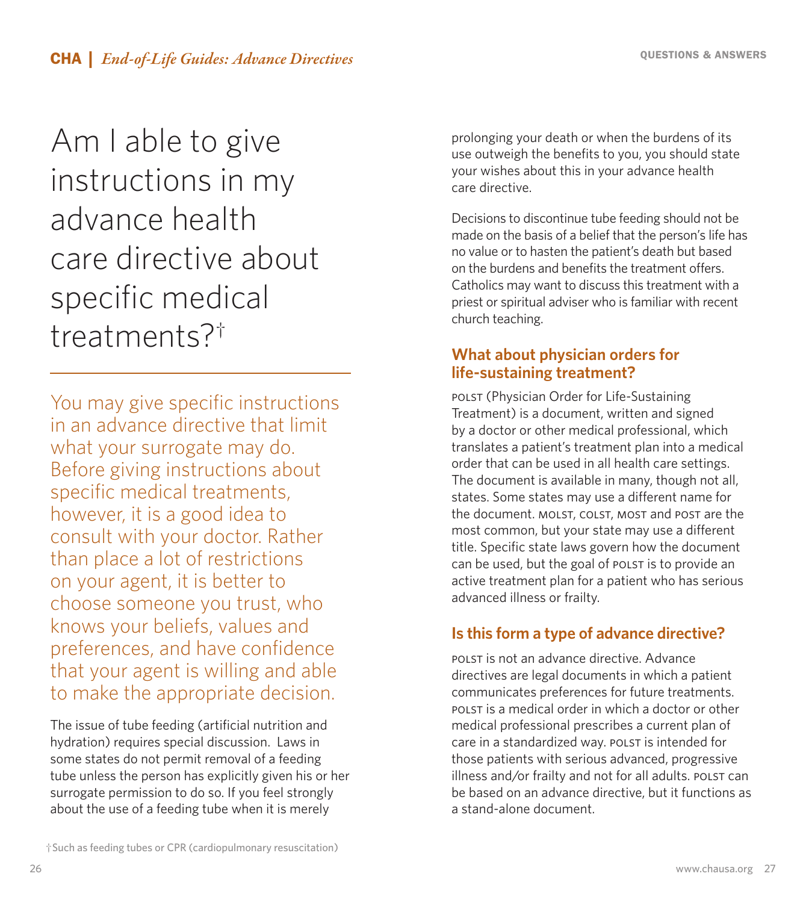# Am I able to give instructions in my advance health care directive about specific medical treatments?†

You may give specific instructions in an advance directive that limit what your surrogate may do. Before giving instructions about specific medical treatments, however, it is a good idea to consult with your doctor. Rather than place a lot of restrictions on your agent, it is better to choose someone you trust, who knows your beliefs, values and preferences, and have confidence that your agent is willing and able to make the appropriate decision.

The issue of tube feeding (artificial nutrition and hydration) requires special discussion. Laws in some states do not permit removal of a feeding tube unless the person has explicitly given his or her surrogate permission to do so. If you feel strongly about the use of a feeding tube when it is merely prolonging your death or when the burdens of its use outweigh the benefits to you, you should state your wishes about this in your advance health care directive.

Decisions to discontinue tube feeding should not be made on the basis of a belief that the person's life has no value or to hasten the patient's death but based on the burdens and benefits the treatment offers. Catholics may want to discuss this treatment with a priest or spiritual adviser who is familiar with recent church teaching.

†Such as feeding tubes or CPR (cardiopulmonary resuscitation)

## What about physician orders for life-sustaining treatment?

POLST (Physician Order for Life-Sustaining Treatment) is a document, written and signed by a doctor or other medical professional, which translates a patient's treatment plan into a medical order that can be used in all health care settings. The document is available in many, though not all, states. Some states may use a different name for the document. MOLST, COLST, MOST and POST are the most common, but your state may use a different title. Specific state laws govern how the document can be used, but the goal of POLST is to provide an active treatment plan for a patient who has serious advanced illness or frailty.

## Is this form a type of advance directive?

POLST is not an advance directive. Advance directives are legal documents in which a patient communicates preferences for future treatments. POLST is a medical order in which a doctor or other medical professional prescribes a current plan of care in a standardized way. POLST is intended for those patients with serious advanced, progressive illness and/or frailty and not for all adults. POLST can be based on an advance directive, but it functions as a stand-alone document.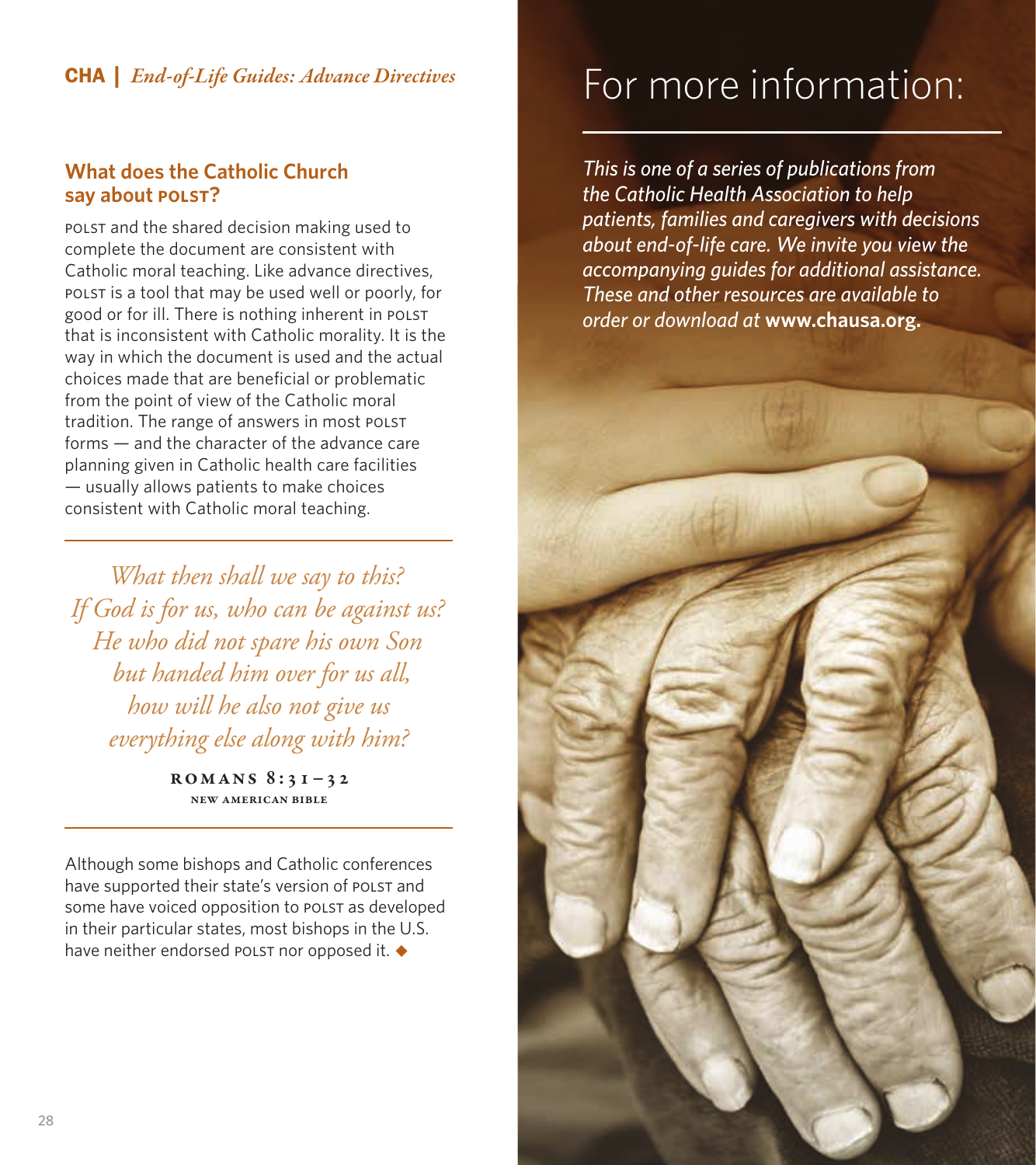## What does the Catholic Church say about POLST?

POLST and the shared decision making used to complete the document are consistent with Catholic moral teaching. Like advance directives, POLST is a tool that may be used well or poorly, for good or for ill. There is nothing inherent in POLST that is inconsistent with Catholic morality. It is the way in which the document is used and the actual choices made that are beneficial or problematic from the point of view of the Catholic moral tradition. The range of answers in most POLST forms — and the character of the advance care planning given in Catholic health care facilities — usually allows patients to make choices consistent with Catholic moral teaching.

---

*What then shall we say to this?*
*If God is for us, who can be against us?*
*He who did not spare his own Son*
*but handed him over for us all,*
*how will he also not give us*
*everything else along with him?*

**ROMANS 8:31–32**
NEW AMERICAN BIBLE

---

Although some bishops and Catholic conferences have supported their state's version of POLST and some have voiced opposition to POLST as developed in their particular states, most bishops in the U.S. have neither endorsed POLST nor opposed it. ◆

# For more information:

*This is one of a series of publications from the Catholic Health Association to help patients, families and caregivers with decisions about end-of-life care. We invite you view the accompanying guides for additional assistance. These and other resources are available to order or download at* **www.chausa.org.**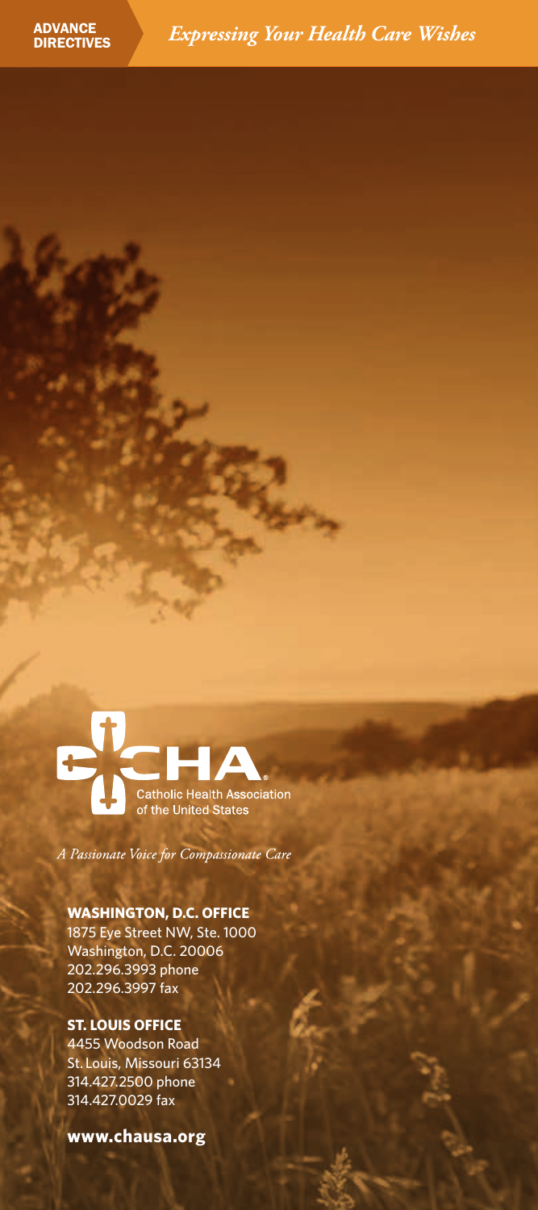**ADVANCE DIRECTIVES** *Expressing Your Health Care Wishes*

**CHA** Catholic Health Association of the United States

*A Passionate Voice for Compassionate Care*

**WASHINGTON, D.C. OFFICE**
1875 Eye Street NW, Ste. 1000
Washington, D.C. 20006
202.296.3993 phone
202.296.3997 fax

**ST. LOUIS OFFICE**
4455 Woodson Road
St. Louis, Missouri 63134
314.427.2500 phone
314.427.0029 fax

**www.chausa.org**